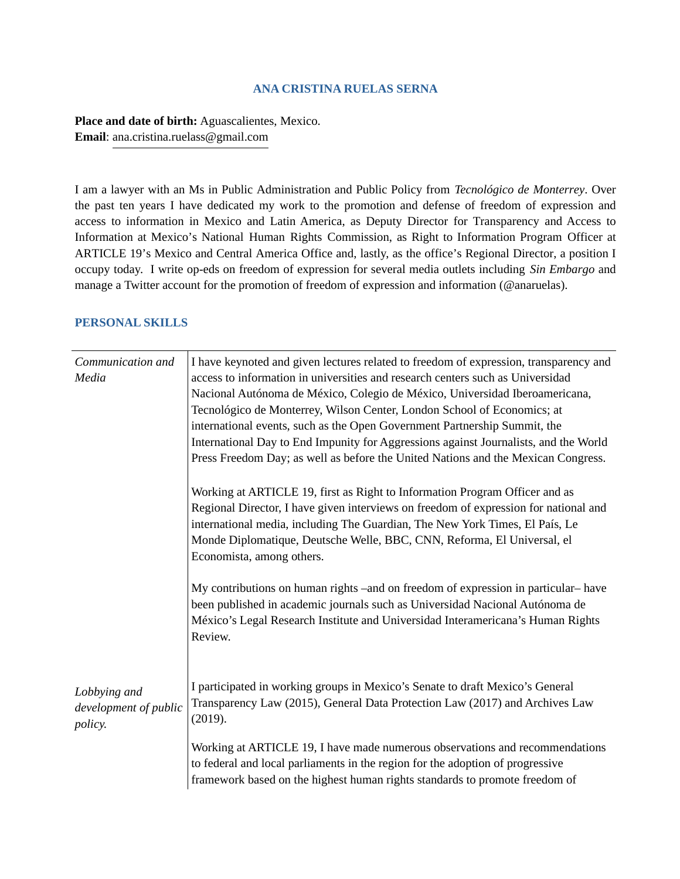# ANA CRISTINA RUELAS SERNA

**Place and date of birth:** Aguascalientes, Mexico.
**Email**: ana.cristina.ruelass@gmail.com

I am a lawyer with an Ms in Public Administration and Public Policy from *Tecnológico de Monterrey*. Over the past ten years I have dedicated my work to the promotion and defense of freedom of expression and access to information in Mexico and Latin America, as Deputy Director for Transparency and Access to Information at Mexico's National Human Rights Commission, as Right to Information Program Officer at ARTICLE 19's Mexico and Central America Office and, lastly, as the office's Regional Director, a position I occupy today. I write op-eds on freedom of expression for several media outlets including *Sin Embargo* and manage a Twitter account for the promotion of freedom of expression and information (@anaruelas).

## PERSONAL SKILLS

| | |
|---|---|
| *Communication and Media* | I have keynoted and given lectures related to freedom of expression, transparency and access to information in universities and research centers such as Universidad Nacional Autónoma de México, Colegio de México, Universidad Iberoamericana, Tecnológico de Monterrey, Wilson Center, London School of Economics; at international events, such as the Open Government Partnership Summit, the International Day to End Impunity for Aggressions against Journalists, and the World Press Freedom Day; as well as before the United Nations and the Mexican Congress.<br><br>Working at ARTICLE 19, first as Right to Information Program Officer and as Regional Director, I have given interviews on freedom of expression for national and international media, including The Guardian, The New York Times, El País, Le Monde Diplomatique, Deutsche Welle, BBC, CNN, Reforma, El Universal, el Economista, among others.<br><br>My contributions on human rights –and on freedom of expression in particular– have been published in academic journals such as Universidad Nacional Autónoma de México's Legal Research Institute and Universidad Interamericana's Human Rights Review. |
| *Lobbying and development of public policy.* | I participated in working groups in Mexico's Senate to draft Mexico's General Transparency Law (2015), General Data Protection Law (2017) and Archives Law (2019).<br><br>Working at ARTICLE 19, I have made numerous observations and recommendations to federal and local parliaments in the region for the adoption of progressive framework based on the highest human rights standards to promote freedom of |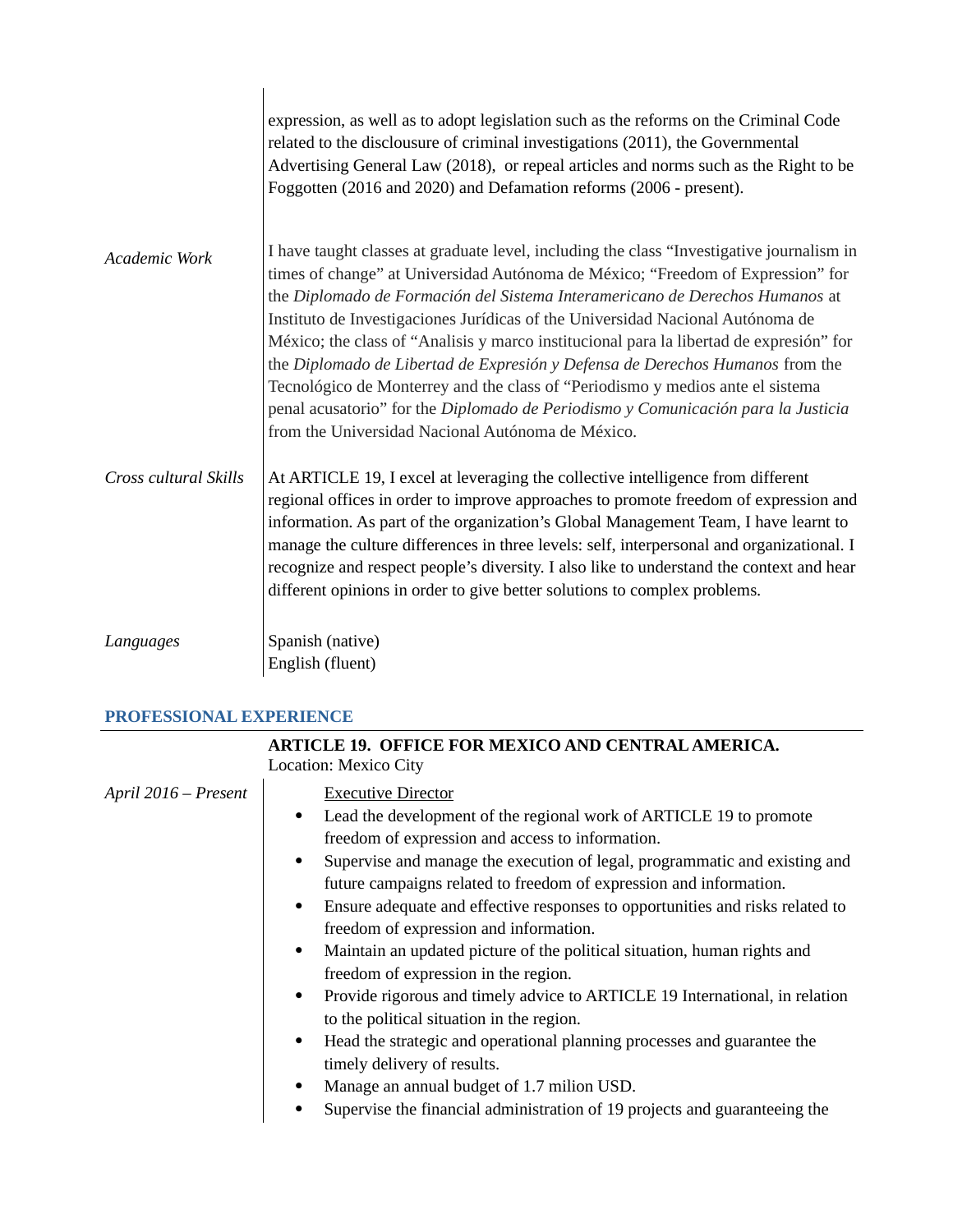expression, as well as to adopt legislation such as the reforms on the Criminal Code related to the disclousure of criminal investigations (2011), the Governmental Advertising General Law (2018), or repeal articles and norms such as the Right to be Foggotten (2016 and 2020) and Defamation reforms (2006 - present).

*Academic Work*

I have taught classes at graduate level, including the class "Investigative journalism in times of change" at Universidad Autónoma de México; "Freedom of Expression" for the *Diplomado de Formación del Sistema Interamericano de Derechos Humanos* at Instituto de Investigaciones Jurídicas of the Universidad Nacional Autónoma de México; the class of "Analisis y marco institucional para la libertad de expresión" for the *Diplomado de Libertad de Expresión y Defensa de Derechos Humanos* from the Tecnológico de Monterrey and the class of "Periodismo y medios ante el sistema penal acusatorio" for the *Diplomado de Periodismo y Comunicación para la Justicia* from the Universidad Nacional Autónoma de México.

*Cross cultural Skills*

At ARTICLE 19, I excel at leveraging the collective intelligence from different regional offices in order to improve approaches to promote freedom of expression and information. As part of the organization's Global Management Team, I have learnt to manage the culture differences in three levels: self, interpersonal and organizational. I recognize and respect people's diversity. I also like to understand the context and hear different opinions in order to give better solutions to complex problems.

*Languages*

Spanish (native)
English (fluent)

## PROFESSIONAL EXPERIENCE

**ARTICLE 19. OFFICE FOR MEXICO AND CENTRAL AMERICA.**
Location: Mexico City

*April 2016 – Present*

Executive Director

- Lead the development of the regional work of ARTICLE 19 to promote freedom of expression and access to information.
- Supervise and manage the execution of legal, programmatic and existing and future campaigns related to freedom of expression and information.
- Ensure adequate and effective responses to opportunities and risks related to freedom of expression and information.
- Maintain an updated picture of the political situation, human rights and freedom of expression in the region.
- Provide rigorous and timely advice to ARTICLE 19 International, in relation to the political situation in the region.
- Head the strategic and operational planning processes and guarantee the timely delivery of results.
- Manage an annual budget of 1.7 milion USD.
- Supervise the financial administration of 19 projects and guaranteeing the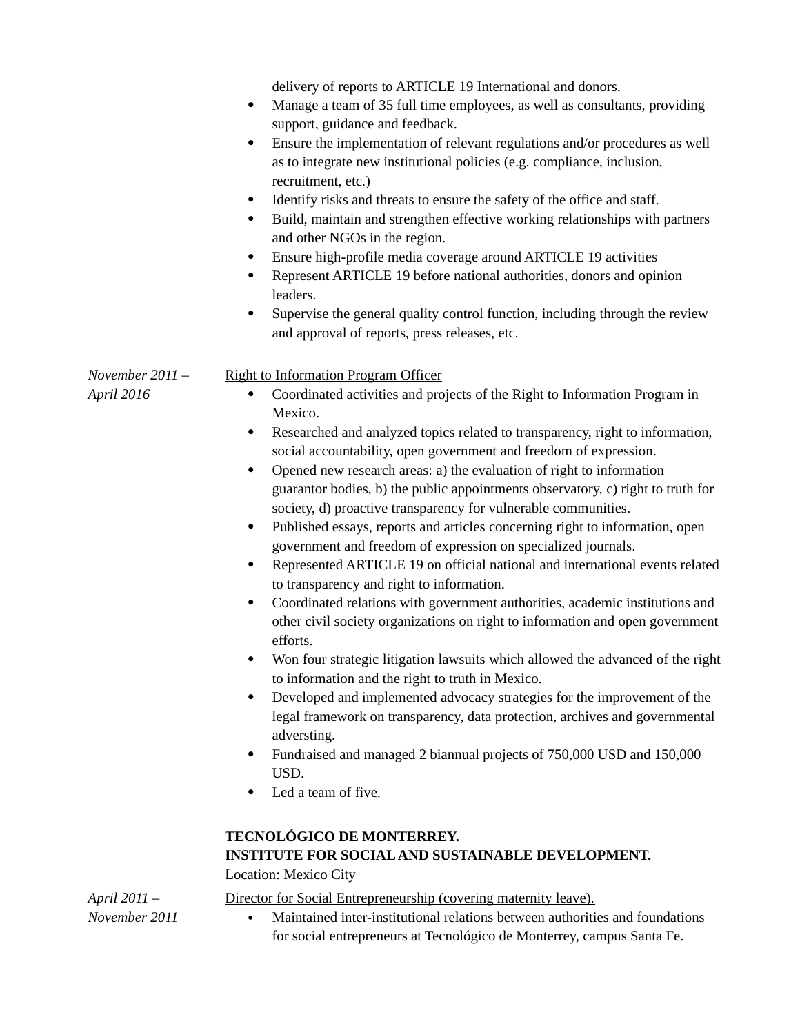delivery of reports to ARTICLE 19 International and donors.

- Manage a team of 35 full time employees, as well as consultants, providing support, guidance and feedback.
- Ensure the implementation of relevant regulations and/or procedures as well as to integrate new institutional policies (e.g. compliance, inclusion, recruitment, etc.)
- Identify risks and threats to ensure the safety of the office and staff.
- Build, maintain and strengthen effective working relationships with partners and other NGOs in the region.
- Ensure high-profile media coverage around ARTICLE 19 activities
- Represent ARTICLE 19 before national authorities, donors and opinion leaders.
- Supervise the general quality control function, including through the review and approval of reports, press releases, etc.

*November 2011 – April 2016*

Right to Information Program Officer

- Coordinated activities and projects of the Right to Information Program in Mexico.
- Researched and analyzed topics related to transparency, right to information, social accountability, open government and freedom of expression.
- Opened new research areas: a) the evaluation of right to information guarantor bodies, b) the public appointments observatory, c) right to truth for society, d) proactive transparency for vulnerable communities.
- Published essays, reports and articles concerning right to information, open government and freedom of expression on specialized journals.
- Represented ARTICLE 19 on official national and international events related to transparency and right to information.
- Coordinated relations with government authorities, academic institutions and other civil society organizations on right to information and open government efforts.
- Won four strategic litigation lawsuits which allowed the advanced of the right to information and the right to truth in Mexico.
- Developed and implemented advocacy strategies for the improvement of the legal framework on transparency, data protection, archives and governmental adversting.
- Fundraised and managed 2 biannual projects of 750,000 USD and 150,000 USD.
- Led a team of five.

**TECNOLÓGICO DE MONTERREY.**
**INSTITUTE FOR SOCIAL AND SUSTAINABLE DEVELOPMENT.**
Location: Mexico City

*April 2011 – November 2011*

Director for Social Entrepreneurship (covering maternity leave).

- Maintained inter-institutional relations between authorities and foundations for social entrepreneurs at Tecnológico de Monterrey, campus Santa Fe.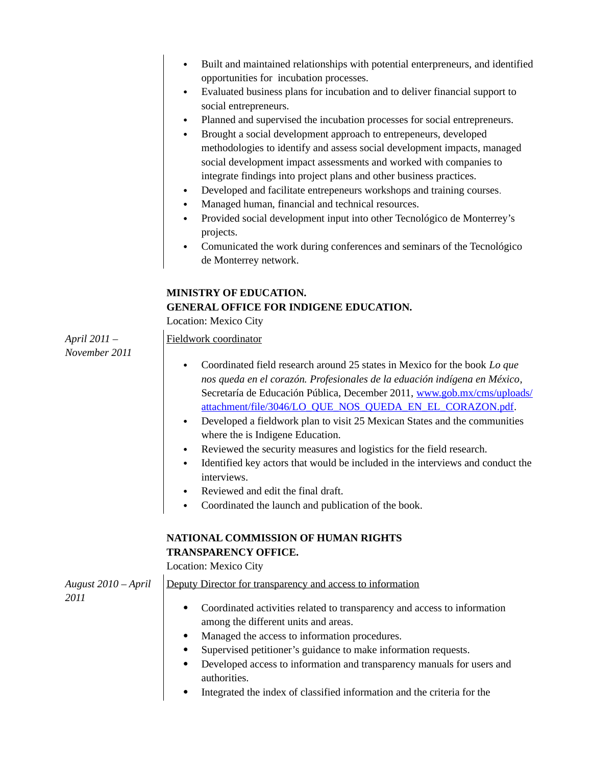- Built and maintained relationships with potential enterpreneurs, and identified opportunities for incubation processes.
- Evaluated business plans for incubation and to deliver financial support to social entrepreneurs.
- Planned and supervised the incubation processes for social entrepreneurs.
- Brought a social development approach to entrepeneurs, developed methodologies to identify and assess social development impacts, managed social development impact assessments and worked with companies to integrate findings into project plans and other business practices.
- Developed and facilitate entrepeneurs workshops and training courses.
- Managed human, financial and technical resources.
- Provided social development input into other Tecnológico de Monterrey's projects.
- Comunicated the work during conferences and seminars of the Tecnológico de Monterrey network.

**MINISTRY OF EDUCATION.**
**GENERAL OFFICE FOR INDIGENE EDUCATION.**
Location: Mexico City

*April 2011 – November 2011*

Fieldwork coordinator

- Coordinated field research around 25 states in Mexico for the book *Lo que nos queda en el corazón. Profesionales de la eduación indígena en México*, Secretaría de Educación Pública, December 2011, [www.gob.mx/cms/uploads/attachment/file/3046/LO_QUE_NOS_QUEDA_EN_EL_CORAZON.pdf](www.gob.mx/cms/uploads/attachment/file/3046/LO_QUE_NOS_QUEDA_EN_EL_CORAZON.pdf).
- Developed a fieldwork plan to visit 25 Mexican States and the communities where the is Indigene Education.
- Reviewed the security measures and logistics for the field research.
- Identified key actors that would be included in the interviews and conduct the interviews.
- Reviewed and edit the final draft.
- Coordinated the launch and publication of the book.

**NATIONAL COMMISSION OF HUMAN RIGHTS**
**TRANSPARENCY OFFICE.**
Location: Mexico City

*August 2010 – April 2011*

Deputy Director for transparency and access to information

- Coordinated activities related to transparency and access to information among the different units and areas.
- Managed the access to information procedures.
- Supervised petitioner's guidance to make information requests.
- Developed access to information and transparency manuals for users and authorities.
- Integrated the index of classified information and the criteria for the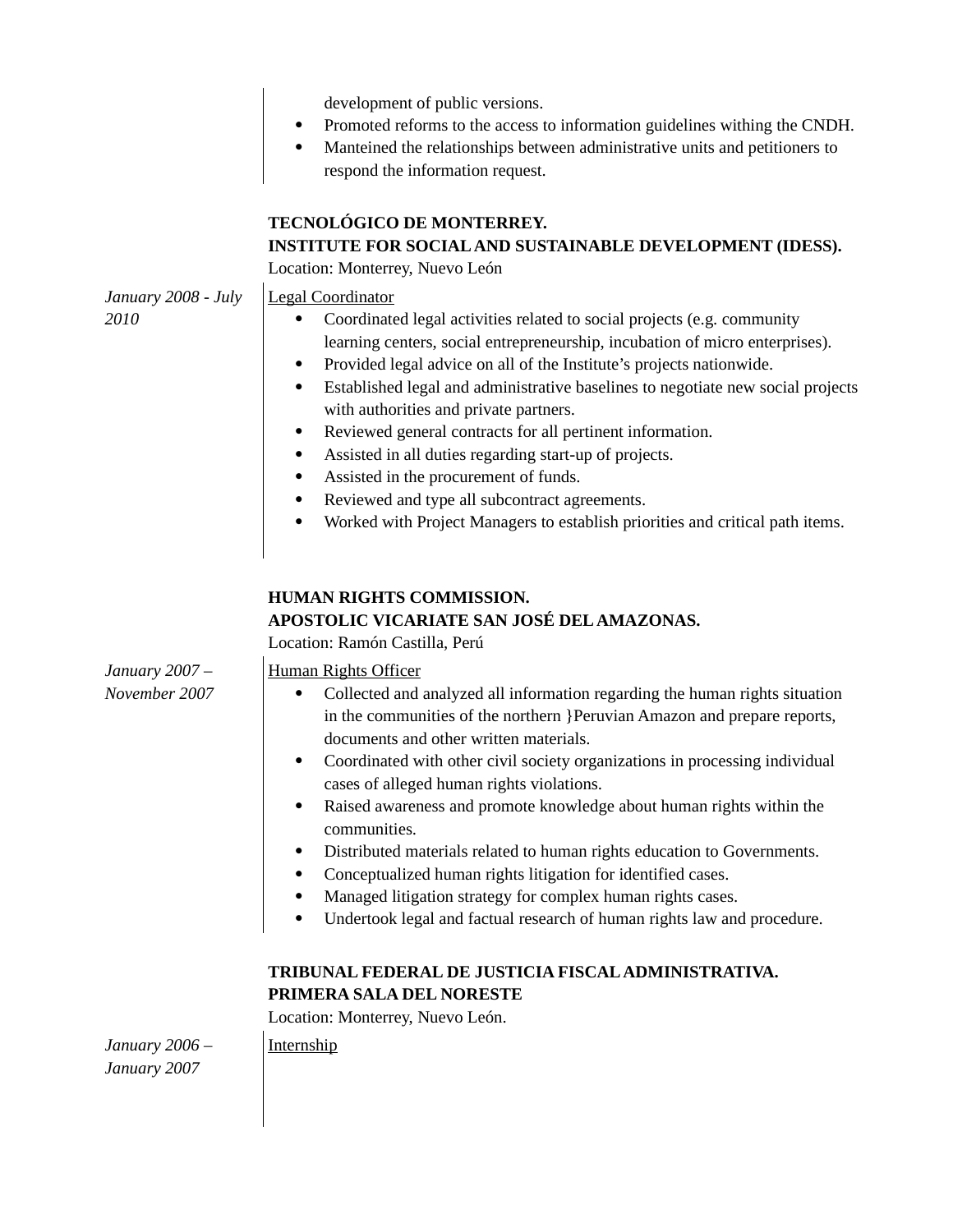development of public versions.

- Promoted reforms to the access to information guidelines withing the CNDH.
- Manteined the relationships between administrative units and petitioners to respond the information request.

**TECNOLÓGICO DE MONTERREY.**
**INSTITUTE FOR SOCIAL AND SUSTAINABLE DEVELOPMENT (IDESS).**
Location: Monterrey, Nuevo León

*January 2008 - July 2010*

Legal Coordinator

- Coordinated legal activities related to social projects (e.g. community learning centers, social entrepreneurship, incubation of micro enterprises).
- Provided legal advice on all of the Institute's projects nationwide.
- Established legal and administrative baselines to negotiate new social projects with authorities and private partners.
- Reviewed general contracts for all pertinent information.
- Assisted in all duties regarding start-up of projects.
- Assisted in the procurement of funds.
- Reviewed and type all subcontract agreements.
- Worked with Project Managers to establish priorities and critical path items.

**HUMAN RIGHTS COMMISSION.**
**APOSTOLIC VICARIATE SAN JOSÉ DEL AMAZONAS.**
Location: Ramón Castilla, Perú

*January 2007 – November 2007*

Human Rights Officer

- Collected and analyzed all information regarding the human rights situation in the communities of the northern }Peruvian Amazon and prepare reports, documents and other written materials.
- Coordinated with other civil society organizations in processing individual cases of alleged human rights violations.
- Raised awareness and promote knowledge about human rights within the communities.
- Distributed materials related to human rights education to Governments.
- Conceptualized human rights litigation for identified cases.
- Managed litigation strategy for complex human rights cases.
- Undertook legal and factual research of human rights law and procedure.

**TRIBUNAL FEDERAL DE JUSTICIA FISCAL ADMINISTRATIVA.**
**PRIMERA SALA DEL NORESTE**
Location: Monterrey, Nuevo León.

*January 2006 – January 2007*

Internship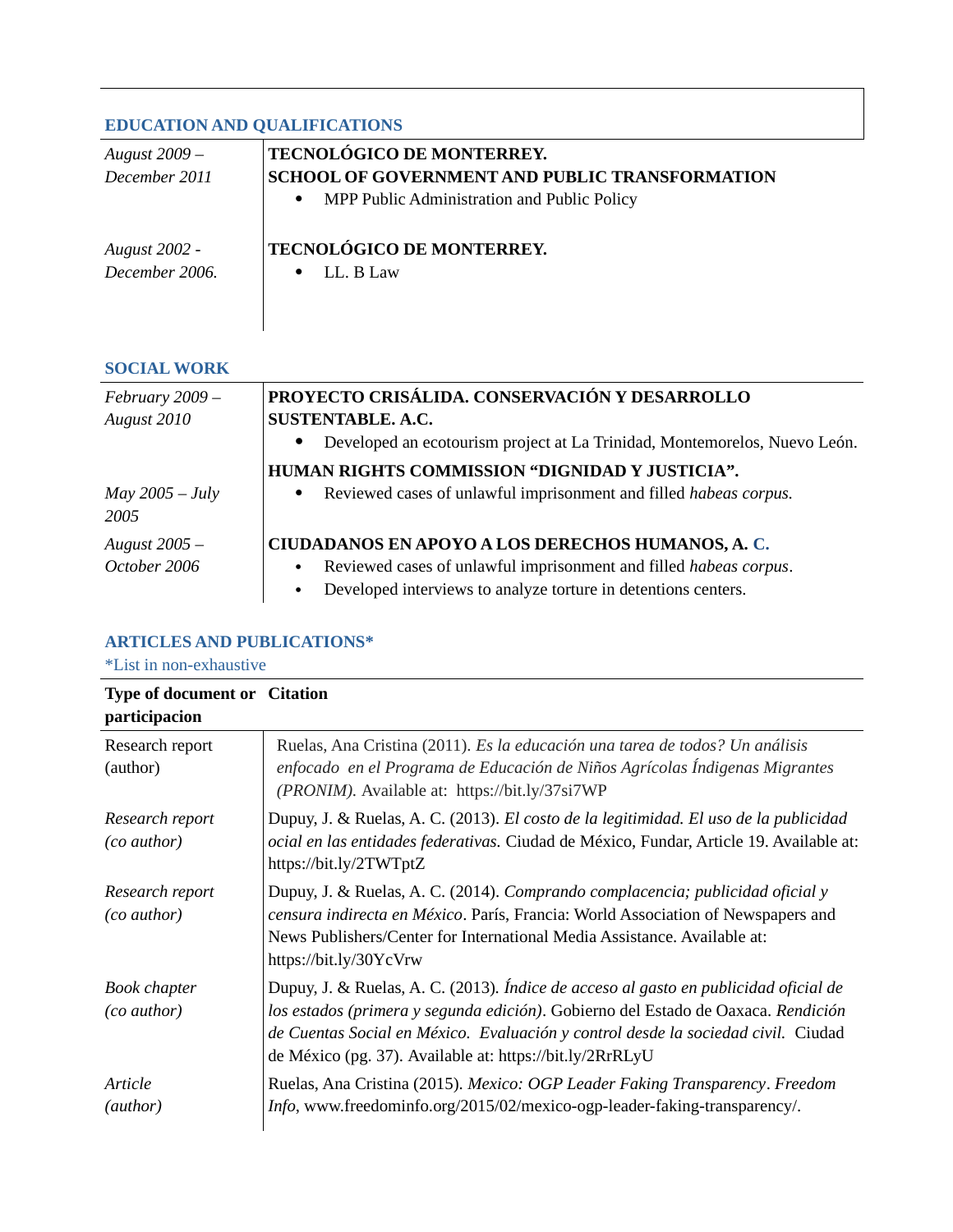## EDUCATION AND QUALIFICATIONS

| | |
|---|---|
| *August 2009 – December 2011* | **TECNOLÓGICO DE MONTERREY.**<br>**SCHOOL OF GOVERNMENT AND PUBLIC TRANSFORMATION**<br>• MPP Public Administration and Public Policy |
| *August 2002 - December 2006.* | **TECNOLÓGICO DE MONTERREY.**<br>• LL. B Law |

## SOCIAL WORK

| | |
|---|---|
| *February 2009 – August 2010* | **PROYECTO CRISÁLIDA. CONSERVACIÓN Y DESARROLLO SUSTENTABLE. A.C.**<br>• Developed an ecotourism project at La Trinidad, Montemorelos, Nuevo León. |
| *May 2005 – July 2005* | **HUMAN RIGHTS COMMISSION "DIGNIDAD Y JUSTICIA".**<br>• Reviewed cases of unlawful imprisonment and filled *habeas corpus.* |
| *August 2005 – October 2006* | **CIUDADANOS EN APOYO A LOS DERECHOS HUMANOS, A. C.**<br>• Reviewed cases of unlawful imprisonment and filled *habeas corpus*.<br>• Developed interviews to analyze torture in detentions centers. |

## ARTICLES AND PUBLICATIONS*

*List in non-exhaustive

| Type of document or participacion | Citation |
|---|---|
| Research report (author) | Ruelas, Ana Cristina (2011). *Es la educación una tarea de todos? Un análisis enfocado en el Programa de Educación de Niños Agrícolas Índigenas Migrantes (PRONIM).* Available at: https://bit.ly/37si7WP |
| *Research report (co author)* | Dupuy, J. & Ruelas, A. C. (2013). *El costo de la legitimidad. El uso de la publicidad ocial en las entidades federativas.* Ciudad de México, Fundar, Article 19. Available at: https://bit.ly/2TWTptZ |
| *Research report (co author)* | Dupuy, J. & Ruelas, A. C. (2014). *Comprando complacencia; publicidad oficial y censura indirecta en México*. París, Francia: World Association of Newspapers and News Publishers/Center for International Media Assistance. Available at: https://bit.ly/30YcVrw |
| *Book chapter (co author)* | Dupuy, J. & Ruelas, A. C. (2013). *Índice de acceso al gasto en publicidad oficial de los estados (primera y segunda edición)*. Gobierno del Estado de Oaxaca. *Rendición de Cuentas Social en México. Evaluación y control desde la sociedad civil.* Ciudad de México (pg. 37). Available at: https://bit.ly/2RrRLyU |
| *Article (author)* | Ruelas, Ana Cristina (2015). *Mexico: OGP Leader Faking Transparency*. *Freedom Info*, www.freedominfo.org/2015/02/mexico-ogp-leader-faking-transparency/. |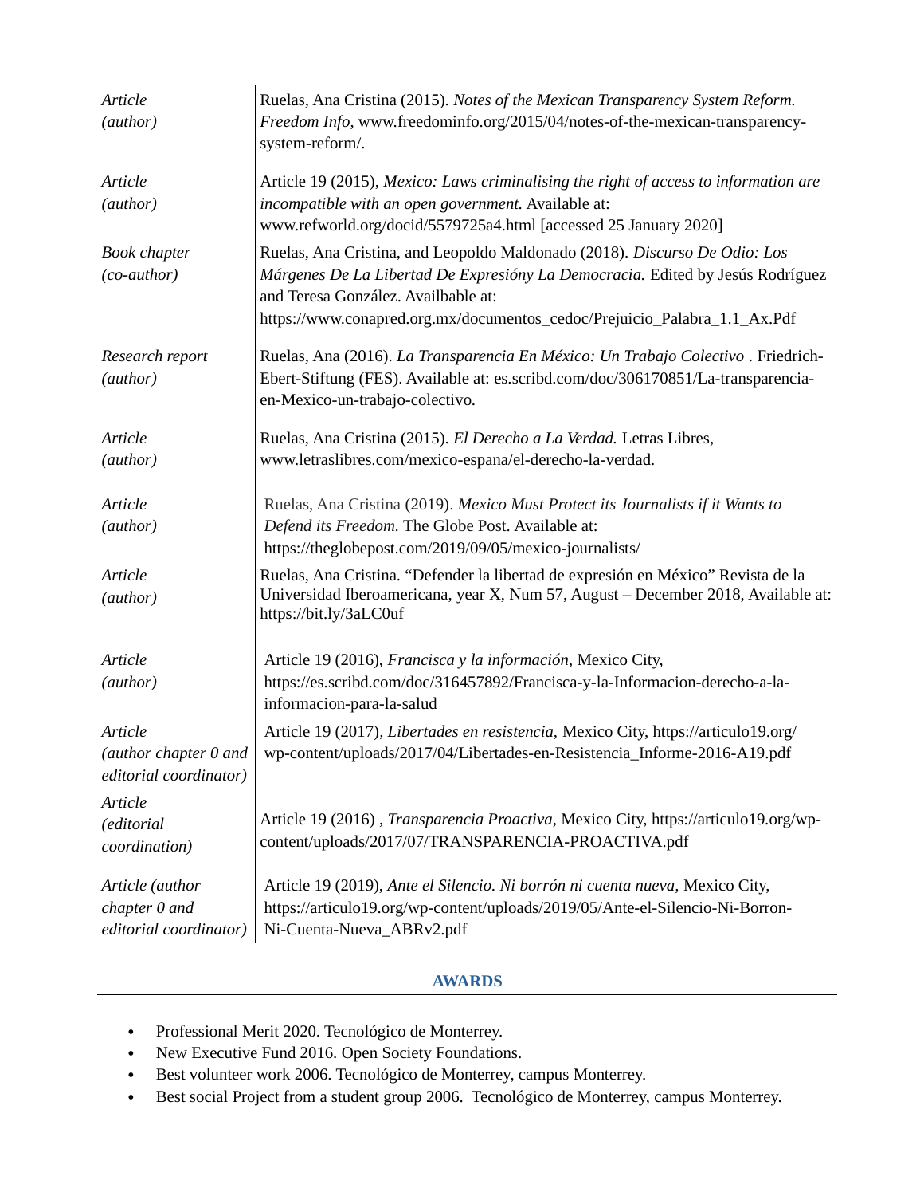| | |
|---|---|
| *Article (author)* | Ruelas, Ana Cristina (2015). *Notes of the Mexican Transparency System Reform. Freedom Info*, www.freedominfo.org/2015/04/notes-of-the-mexican-transparency-system-reform/. |
| *Article (author)* | Article 19 (2015), *Mexico: Laws criminalising the right of access to information are incompatible with an open government.* Available at: www.refworld.org/docid/5579725a4.html [accessed 25 January 2020] |
| *Book chapter (co-author)* | Ruelas, Ana Cristina, and Leopoldo Maldonado (2018). *Discurso De Odio: Los Márgenes De La Libertad De Expresióny La Democracia.* Edited by Jesús Rodríguez and Teresa González. Availbable at: https://www.conapred.org.mx/documentos_cedoc/Prejuicio_Palabra_1.1_Ax.Pdf |
| *Research report (author)* | Ruelas, Ana (2016). *La Transparencia En México: Un Trabajo Colectivo* . Friedrich-Ebert-Stiftung (FES). Available at: es.scribd.com/doc/306170851/La-transparencia-en-Mexico-un-trabajo-colectivo. |
| *Article (author)* | Ruelas, Ana Cristina (2015). *El Derecho a La Verdad.* Letras Libres, www.letraslibres.com/mexico-espana/el-derecho-la-verdad. |
| *Article (author)* | Ruelas, Ana Cristina (2019). *Mexico Must Protect its Journalists if it Wants to Defend its Freedom.* The Globe Post. Available at: https://theglobepost.com/2019/09/05/mexico-journalists/ |
| *Article (author)* | Ruelas, Ana Cristina. "Defender la libertad de expresión en México" Revista de la Universidad Iberoamericana, year X, Num 57, August – December 2018, Available at: https://bit.ly/3aLC0uf |
| *Article (author)* | Article 19 (2016), *Francisca y la información*, Mexico City, https://es.scribd.com/doc/316457892/Francisca-y-la-Informacion-derecho-a-la-informacion-para-la-salud |
| *Article (author chapter 0 and editorial coordinator)* | Article 19 (2017), *Libertades en resistencia*, Mexico City, https://articulo19.org/wp-content/uploads/2017/04/Libertades-en-Resistencia_Informe-2016-A19.pdf |
| *Article (editorial coordination)* | Article 19 (2016) , *Transparencia Proactiva*, Mexico City, https://articulo19.org/wp-content/uploads/2017/07/TRANSPARENCIA-PROACTIVA.pdf |
| *Article (author chapter 0 and editorial coordinator)* | Article 19 (2019), *Ante el Silencio. Ni borrón ni cuenta nueva*, Mexico City, https://articulo19.org/wp-content/uploads/2019/05/Ante-el-Silencio-Ni-Borron-Ni-Cuenta-Nueva_ABRv2.pdf |

## AWARDS

- Professional Merit 2020. Tecnológico de Monterrey.
- New Executive Fund 2016. Open Society Foundations.
- Best volunteer work 2006. Tecnológico de Monterrey, campus Monterrey.
- Best social Project from a student group 2006. Tecnológico de Monterrey, campus Monterrey.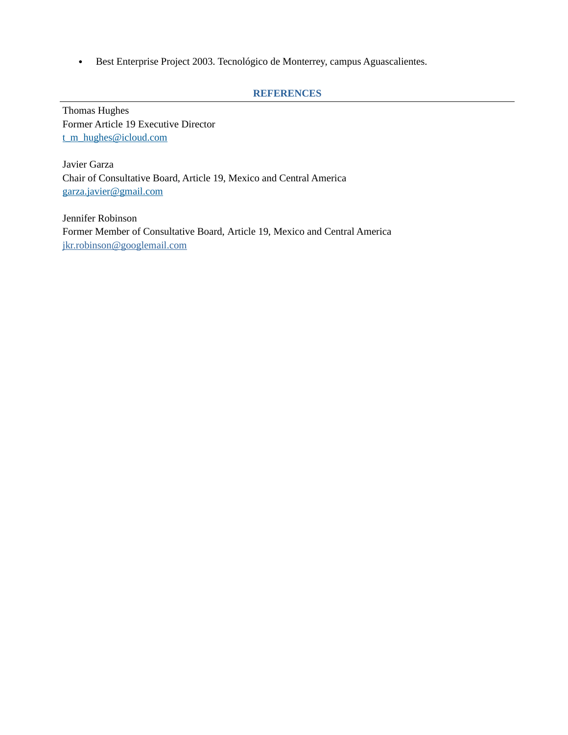- Best Enterprise Project 2003. Tecnológico de Monterrey, campus Aguascalientes.

## REFERENCES

Thomas Hughes
Former Article 19 Executive Director
t_m_hughes@icloud.com

Javier Garza
Chair of Consultative Board, Article 19, Mexico and Central America
garza.javier@gmail.com

Jennifer Robinson
Former Member of Consultative Board, Article 19, Mexico and Central America
jkr.robinson@googlemail.com